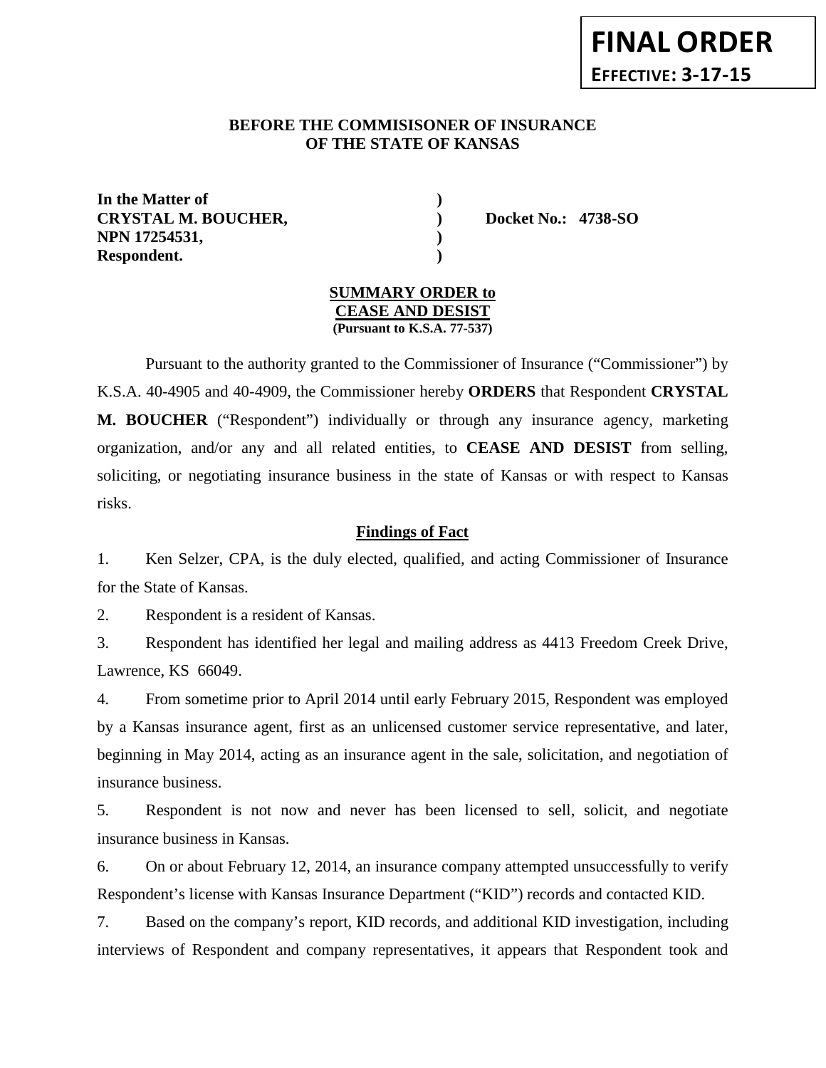**FINAL ORDER**
**EFFECTIVE: 3-17-15**

**BEFORE THE COMMISISONER OF INSURANCE**
**OF THE STATE OF KANSAS**

| | | |
|---|---|---|
| **In the Matter of** | **)** | |
| **CRYSTAL M. BOUCHER,** | **)** | **Docket No.: 4738-SO** |
| **NPN 17254531,** | **)** | |
| **Respondent.** | **)** | |

**SUMMARY ORDER to**
**CEASE AND DESIST**
**(Pursuant to K.S.A. 77-537)**

Pursuant to the authority granted to the Commissioner of Insurance ("Commissioner") by K.S.A. 40-4905 and 40-4909, the Commissioner hereby **ORDERS** that Respondent **CRYSTAL M. BOUCHER** ("Respondent") individually or through any insurance agency, marketing organization, and/or any and all related entities, to **CEASE AND DESIST** from selling, soliciting, or negotiating insurance business in the state of Kansas or with respect to Kansas risks.

**Findings of Fact**

1. Ken Selzer, CPA, is the duly elected, qualified, and acting Commissioner of Insurance for the State of Kansas.

2. Respondent is a resident of Kansas.

3. Respondent has identified her legal and mailing address as 4413 Freedom Creek Drive, Lawrence, KS 66049.

4. From sometime prior to April 2014 until early February 2015, Respondent was employed by a Kansas insurance agent, first as an unlicensed customer service representative, and later, beginning in May 2014, acting as an insurance agent in the sale, solicitation, and negotiation of insurance business.

5. Respondent is not now and never has been licensed to sell, solicit, and negotiate insurance business in Kansas.

6. On or about February 12, 2014, an insurance company attempted unsuccessfully to verify Respondent's license with Kansas Insurance Department ("KID") records and contacted KID.

7. Based on the company's report, KID records, and additional KID investigation, including interviews of Respondent and company representatives, it appears that Respondent took and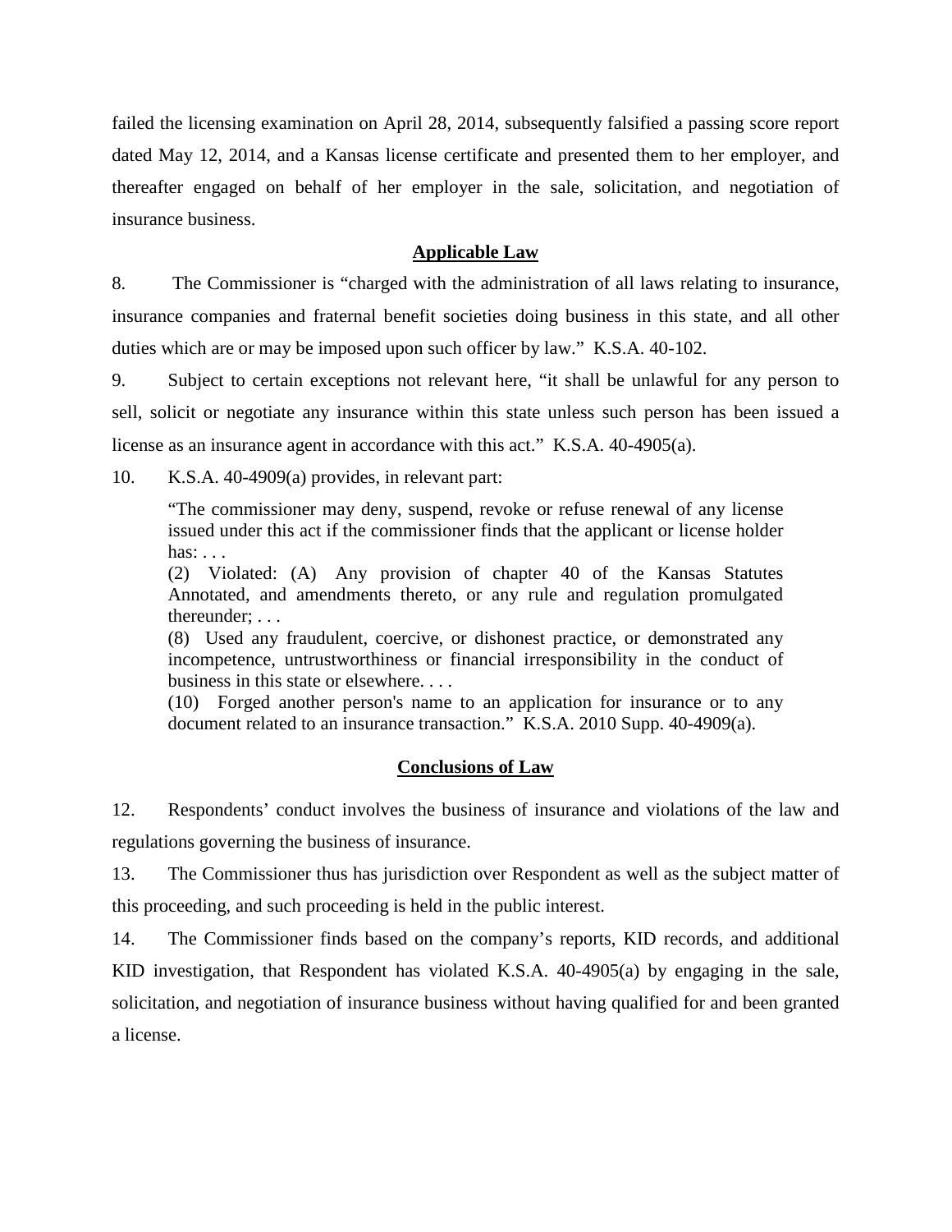failed the licensing examination on April 28, 2014, subsequently falsified a passing score report dated May 12, 2014, and a Kansas license certificate and presented them to her employer, and thereafter engaged on behalf of her employer in the sale, solicitation, and negotiation of insurance business.

## Applicable Law

8. The Commissioner is "charged with the administration of all laws relating to insurance, insurance companies and fraternal benefit societies doing business in this state, and all other duties which are or may be imposed upon such officer by law." K.S.A. 40-102.

9. Subject to certain exceptions not relevant here, "it shall be unlawful for any person to sell, solicit or negotiate any insurance within this state unless such person has been issued a license as an insurance agent in accordance with this act." K.S.A. 40-4905(a).

10. K.S.A. 40-4909(a) provides, in relevant part:

> "The commissioner may deny, suspend, revoke or refuse renewal of any license issued under this act if the commissioner finds that the applicant or license holder has: . . .
> (2) Violated: (A) Any provision of chapter 40 of the Kansas Statutes Annotated, and amendments thereto, or any rule and regulation promulgated thereunder; . . .
> (8) Used any fraudulent, coercive, or dishonest practice, or demonstrated any incompetence, untrustworthiness or financial irresponsibility in the conduct of business in this state or elsewhere. . . .
> (10) Forged another person's name to an application for insurance or to any document related to an insurance transaction." K.S.A. 2010 Supp. 40-4909(a).

## Conclusions of Law

12. Respondents' conduct involves the business of insurance and violations of the law and regulations governing the business of insurance.

13. The Commissioner thus has jurisdiction over Respondent as well as the subject matter of this proceeding, and such proceeding is held in the public interest.

14. The Commissioner finds based on the company's reports, KID records, and additional KID investigation, that Respondent has violated K.S.A. 40-4905(a) by engaging in the sale, solicitation, and negotiation of insurance business without having qualified for and been granted a license.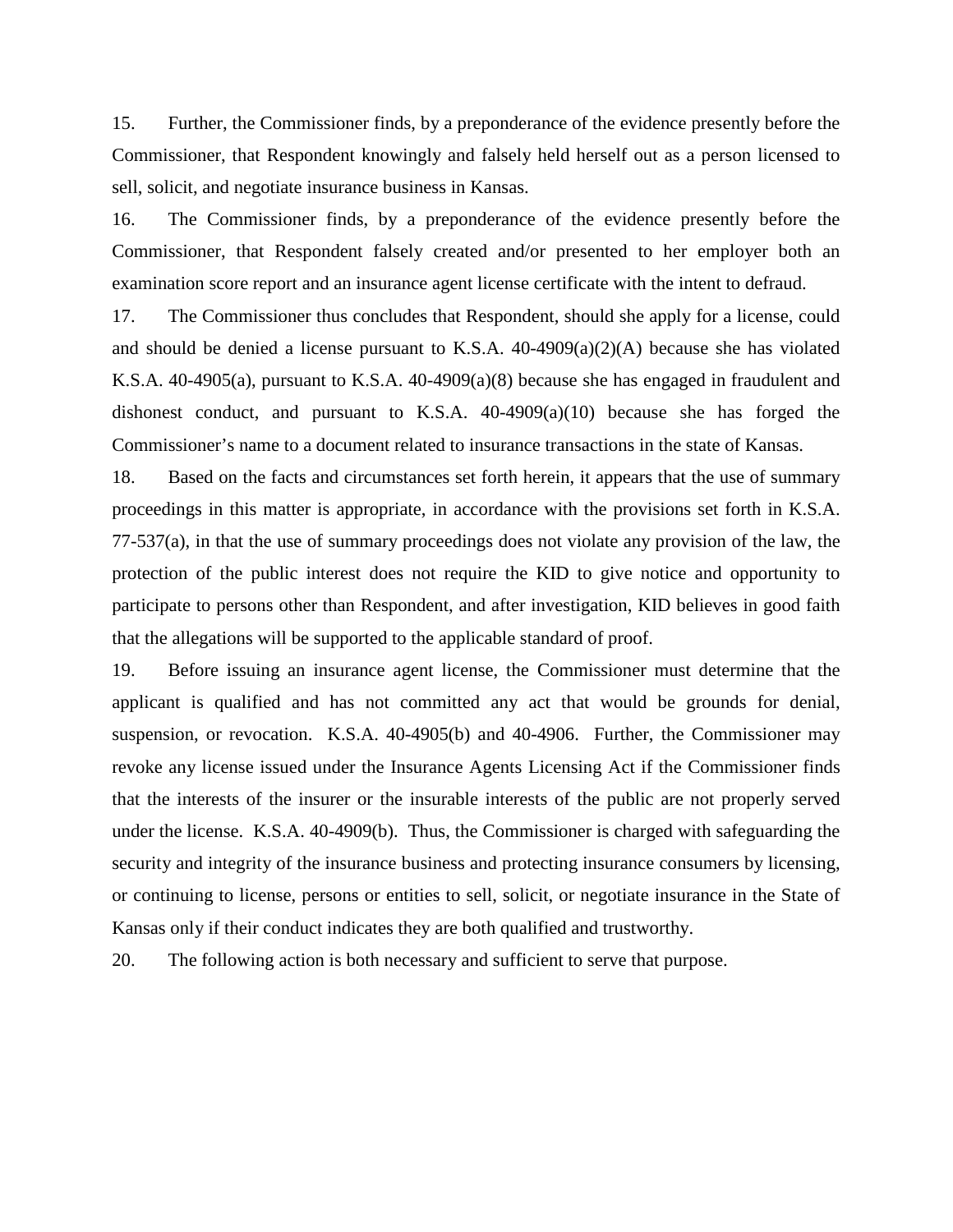15. Further, the Commissioner finds, by a preponderance of the evidence presently before the Commissioner, that Respondent knowingly and falsely held herself out as a person licensed to sell, solicit, and negotiate insurance business in Kansas.

16. The Commissioner finds, by a preponderance of the evidence presently before the Commissioner, that Respondent falsely created and/or presented to her employer both an examination score report and an insurance agent license certificate with the intent to defraud.

17. The Commissioner thus concludes that Respondent, should she apply for a license, could and should be denied a license pursuant to K.S.A. 40-4909(a)(2)(A) because she has violated K.S.A. 40-4905(a), pursuant to K.S.A. 40-4909(a)(8) because she has engaged in fraudulent and dishonest conduct, and pursuant to K.S.A. 40-4909(a)(10) because she has forged the Commissioner's name to a document related to insurance transactions in the state of Kansas.

18. Based on the facts and circumstances set forth herein, it appears that the use of summary proceedings in this matter is appropriate, in accordance with the provisions set forth in K.S.A. 77-537(a), in that the use of summary proceedings does not violate any provision of the law, the protection of the public interest does not require the KID to give notice and opportunity to participate to persons other than Respondent, and after investigation, KID believes in good faith that the allegations will be supported to the applicable standard of proof.

19. Before issuing an insurance agent license, the Commissioner must determine that the applicant is qualified and has not committed any act that would be grounds for denial, suspension, or revocation. K.S.A. 40-4905(b) and 40-4906. Further, the Commissioner may revoke any license issued under the Insurance Agents Licensing Act if the Commissioner finds that the interests of the insurer or the insurable interests of the public are not properly served under the license. K.S.A. 40-4909(b). Thus, the Commissioner is charged with safeguarding the security and integrity of the insurance business and protecting insurance consumers by licensing, or continuing to license, persons or entities to sell, solicit, or negotiate insurance in the State of Kansas only if their conduct indicates they are both qualified and trustworthy.

20. The following action is both necessary and sufficient to serve that purpose.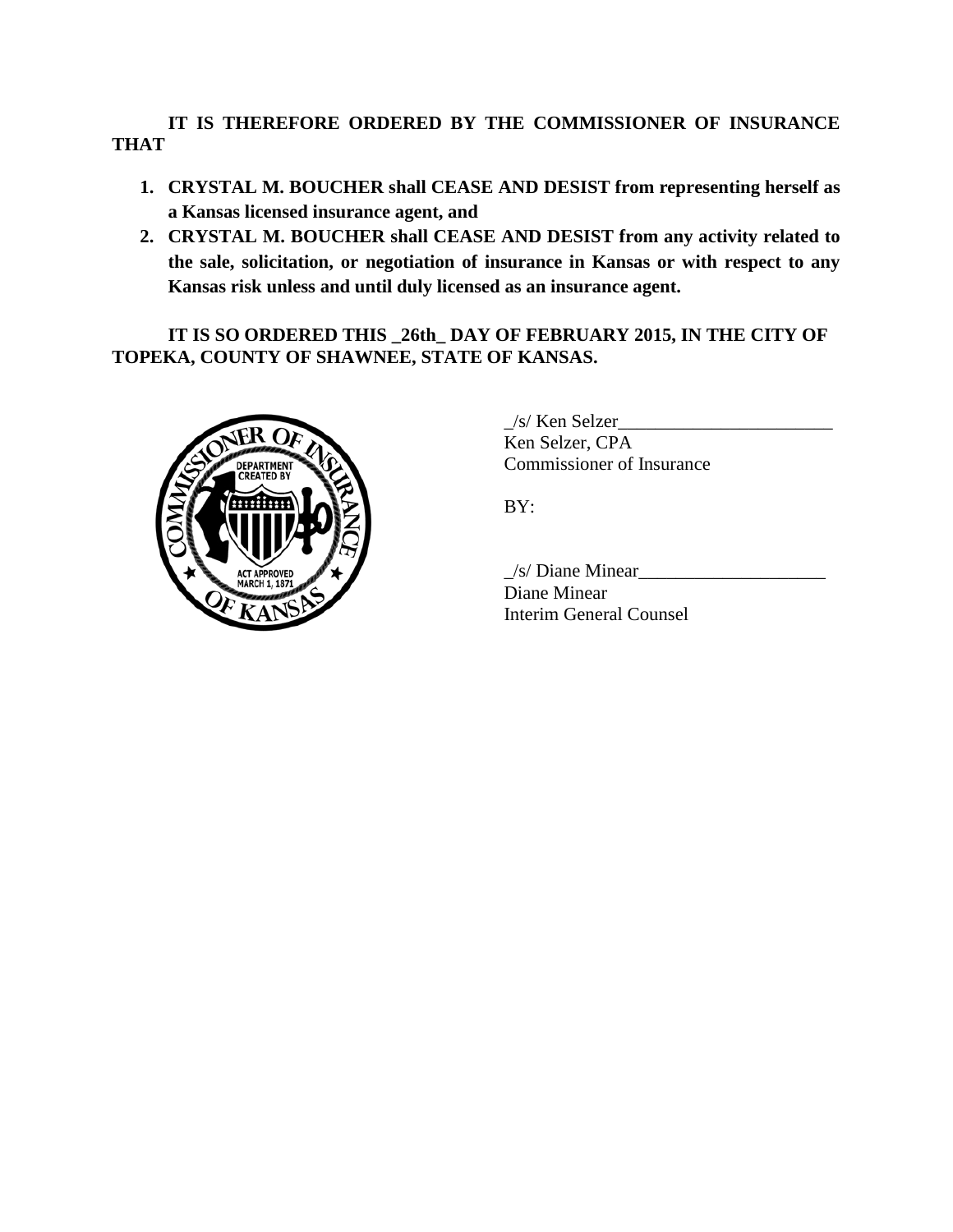**IT IS THEREFORE ORDERED BY THE COMMISSIONER OF INSURANCE THAT**

1. **CRYSTAL M. BOUCHER shall CEASE AND DESIST from representing herself as a Kansas licensed insurance agent, and**
2. **CRYSTAL M. BOUCHER shall CEASE AND DESIST from any activity related to the sale, solicitation, or negotiation of insurance in Kansas or with respect to any Kansas risk unless and until duly licensed as an insurance agent.**

**IT IS SO ORDERED THIS _26th_ DAY OF FEBRUARY 2015, IN THE CITY OF TOPEKA, COUNTY OF SHAWNEE, STATE OF KANSAS.**

_/s/ Ken Selzer_______________________
Ken Selzer, CPA
Commissioner of Insurance

BY:

_/s/ Diane Minear____________________
Diane Minear
Interim General Counsel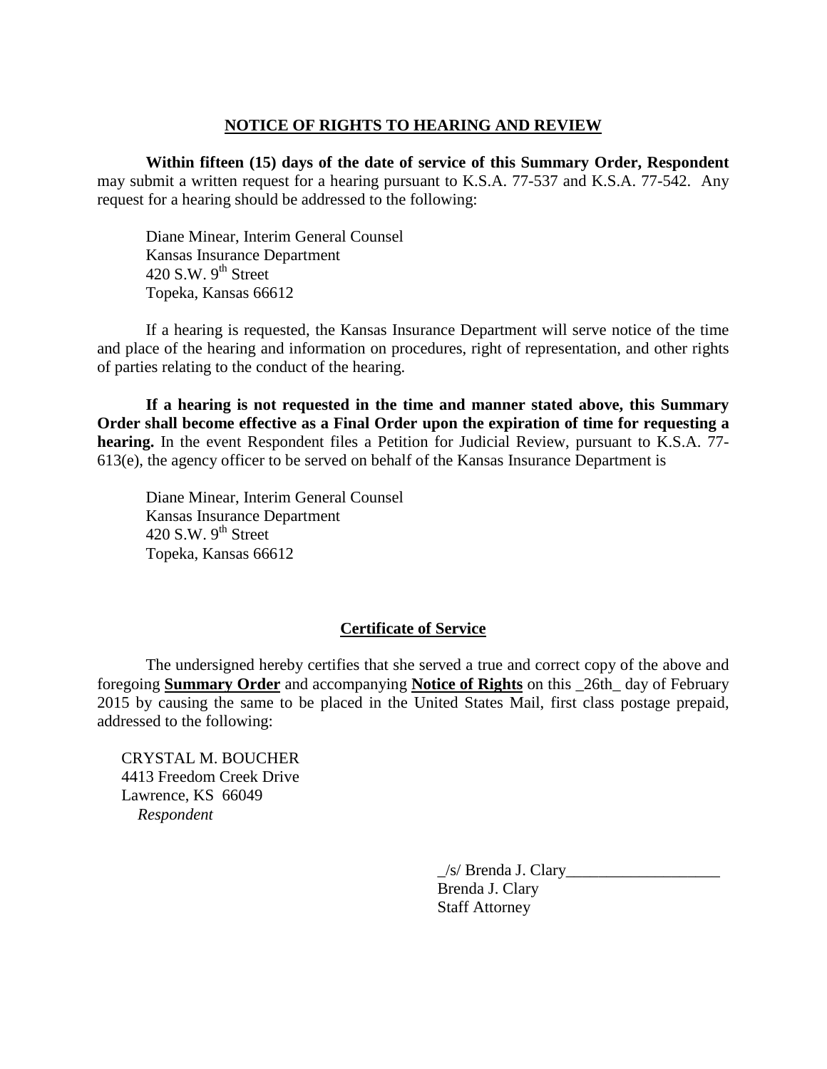## NOTICE OF RIGHTS TO HEARING AND REVIEW

**Within fifteen (15) days of the date of service of this Summary Order, Respondent** may submit a written request for a hearing pursuant to K.S.A. 77-537 and K.S.A. 77-542. Any request for a hearing should be addressed to the following:

Diane Minear, Interim General Counsel
Kansas Insurance Department
420 S.W. 9th Street
Topeka, Kansas 66612

If a hearing is requested, the Kansas Insurance Department will serve notice of the time and place of the hearing and information on procedures, right of representation, and other rights of parties relating to the conduct of the hearing.

**If a hearing is not requested in the time and manner stated above, this Summary Order shall become effective as a Final Order upon the expiration of time for requesting a hearing.** In the event Respondent files a Petition for Judicial Review, pursuant to K.S.A. 77-613(e), the agency officer to be served on behalf of the Kansas Insurance Department is

Diane Minear, Interim General Counsel
Kansas Insurance Department
420 S.W. 9th Street
Topeka, Kansas 66612

## Certificate of Service

The undersigned hereby certifies that she served a true and correct copy of the above and foregoing **Summary Order** and accompanying **Notice of Rights** on this _26th_ day of February 2015 by causing the same to be placed in the United States Mail, first class postage prepaid, addressed to the following:

CRYSTAL M. BOUCHER
4413 Freedom Creek Drive
Lawrence, KS 66049
*Respondent*

_/s/ Brenda J. Clary___________________
Brenda J. Clary
Staff Attorney